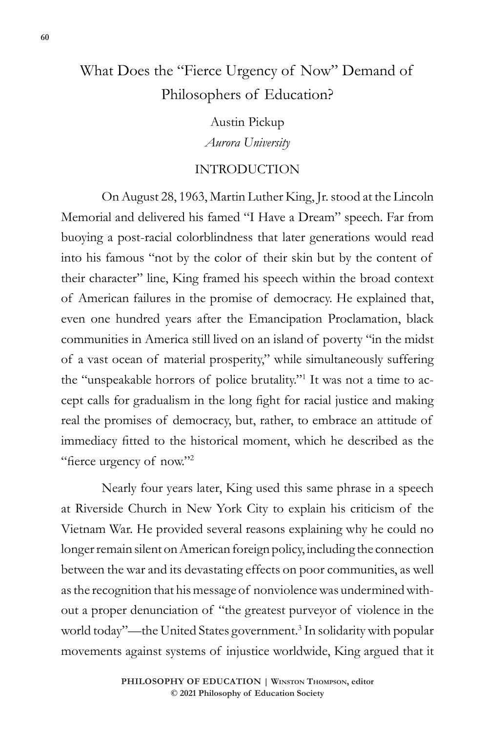# What Does the "Fierce Urgency of Now" Demand of Philosophers of Education?

Austin Pickup
*Aurora University*

## INTRODUCTION

On August 28, 1963, Martin Luther King, Jr. stood at the Lincoln Memorial and delivered his famed "I Have a Dream" speech. Far from buoying a post-racial colorblindness that later generations would read into his famous "not by the color of their skin but by the content of their character" line, King framed his speech within the broad context of American failures in the promise of democracy. He explained that, even one hundred years after the Emancipation Proclamation, black communities in America still lived on an island of poverty "in the midst of a vast ocean of material prosperity," while simultaneously suffering the "unspeakable horrors of police brutality."[1] It was not a time to accept calls for gradualism in the long fight for racial justice and making real the promises of democracy, but, rather, to embrace an attitude of immediacy fitted to the historical moment, which he described as the "fierce urgency of now."[2]

Nearly four years later, King used this same phrase in a speech at Riverside Church in New York City to explain his criticism of the Vietnam War. He provided several reasons explaining why he could no longer remain silent on American foreign policy, including the connection between the war and its devastating effects on poor communities, as well as the recognition that his message of nonviolence was undermined without a proper denunciation of "the greatest purveyor of violence in the world today"—the United States government.[3] In solidarity with popular movements against systems of injustice worldwide, King argued that it

PHILOSOPHY OF EDUCATION | WINSTON THOMPSON, editor
© 2021 Philosophy of Education Society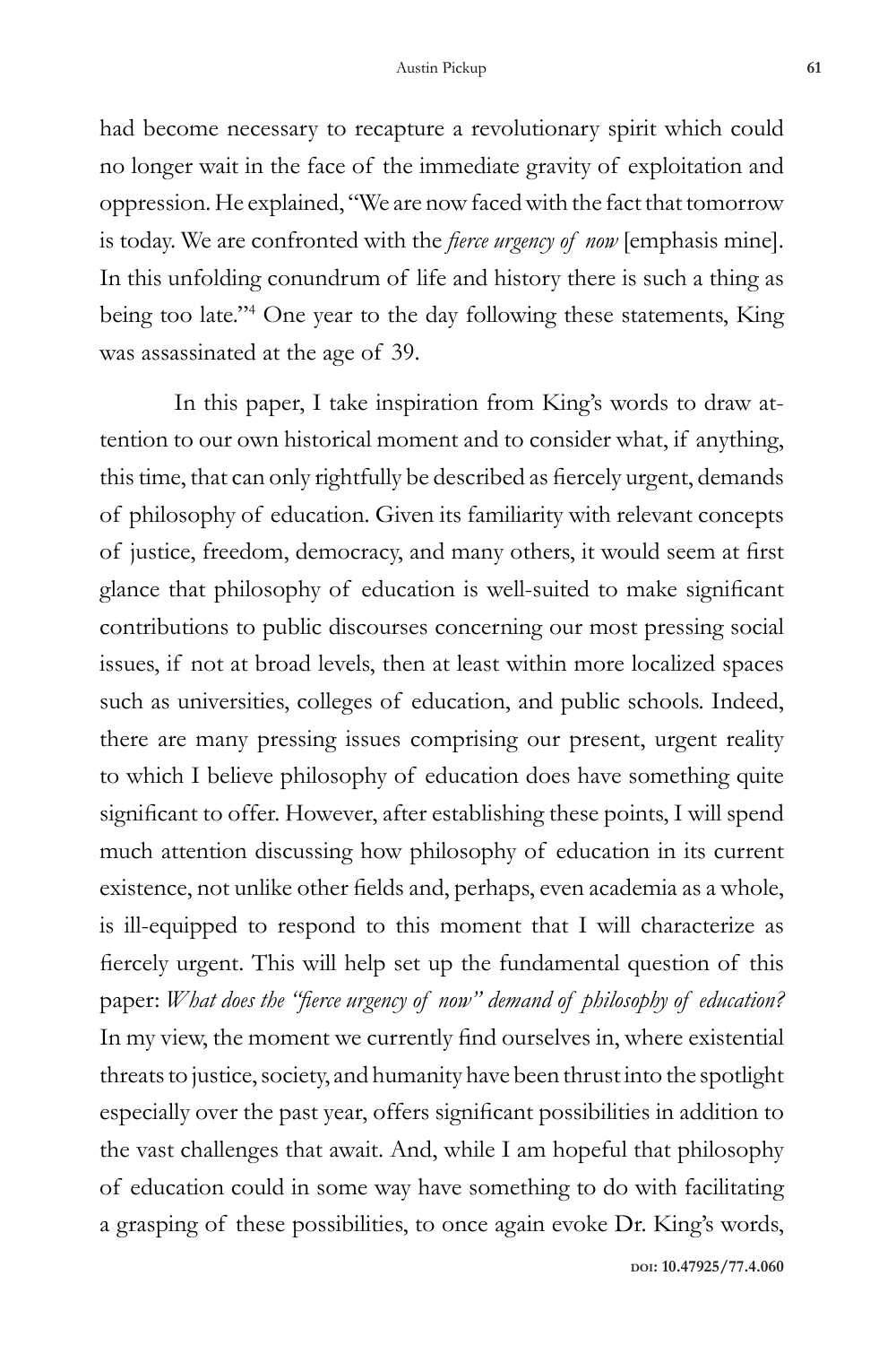had become necessary to recapture a revolutionary spirit which could no longer wait in the face of the immediate gravity of exploitation and oppression. He explained, "We are now faced with the fact that tomorrow is today. We are confronted with the *fierce urgency of now* [emphasis mine]. In this unfolding conundrum of life and history there is such a thing as being too late."[4] One year to the day following these statements, King was assassinated at the age of 39.

In this paper, I take inspiration from King's words to draw attention to our own historical moment and to consider what, if anything, this time, that can only rightfully be described as fiercely urgent, demands of philosophy of education. Given its familiarity with relevant concepts of justice, freedom, democracy, and many others, it would seem at first glance that philosophy of education is well-suited to make significant contributions to public discourses concerning our most pressing social issues, if not at broad levels, then at least within more localized spaces such as universities, colleges of education, and public schools. Indeed, there are many pressing issues comprising our present, urgent reality to which I believe philosophy of education does have something quite significant to offer. However, after establishing these points, I will spend much attention discussing how philosophy of education in its current existence, not unlike other fields and, perhaps, even academia as a whole, is ill-equipped to respond to this moment that I will characterize as fiercely urgent. This will help set up the fundamental question of this paper: *What does the "fierce urgency of now" demand of philosophy of education?* In my view, the moment we currently find ourselves in, where existential threats to justice, society, and humanity have been thrust into the spotlight especially over the past year, offers significant possibilities in addition to the vast challenges that await. And, while I am hopeful that philosophy of education could in some way have something to do with facilitating a grasping of these possibilities, to once again evoke Dr. King's words,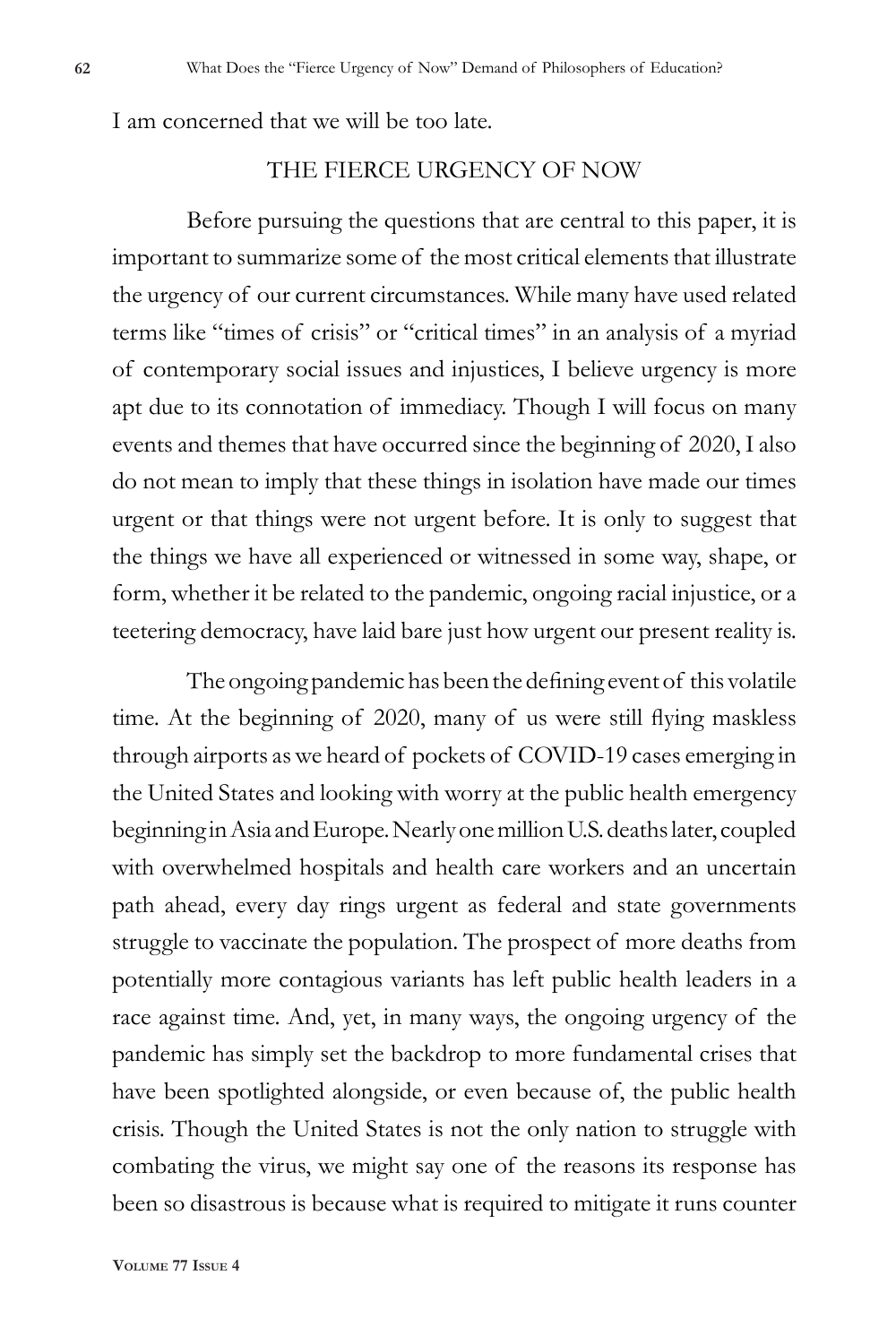I am concerned that we will be too late.

## THE FIERCE URGENCY OF NOW

Before pursuing the questions that are central to this paper, it is important to summarize some of the most critical elements that illustrate the urgency of our current circumstances. While many have used related terms like "times of crisis" or "critical times" in an analysis of a myriad of contemporary social issues and injustices, I believe urgency is more apt due to its connotation of immediacy. Though I will focus on many events and themes that have occurred since the beginning of 2020, I also do not mean to imply that these things in isolation have made our times urgent or that things were not urgent before. It is only to suggest that the things we have all experienced or witnessed in some way, shape, or form, whether it be related to the pandemic, ongoing racial injustice, or a teetering democracy, have laid bare just how urgent our present reality is.

The ongoing pandemic has been the defining event of this volatile time. At the beginning of 2020, many of us were still flying maskless through airports as we heard of pockets of COVID-19 cases emerging in the United States and looking with worry at the public health emergency beginning in Asia and Europe. Nearly one million U.S. deaths later, coupled with overwhelmed hospitals and health care workers and an uncertain path ahead, every day rings urgent as federal and state governments struggle to vaccinate the population. The prospect of more deaths from potentially more contagious variants has left public health leaders in a race against time. And, yet, in many ways, the ongoing urgency of the pandemic has simply set the backdrop to more fundamental crises that have been spotlighted alongside, or even because of, the public health crisis. Though the United States is not the only nation to struggle with combating the virus, we might say one of the reasons its response has been so disastrous is because what is required to mitigate it runs counter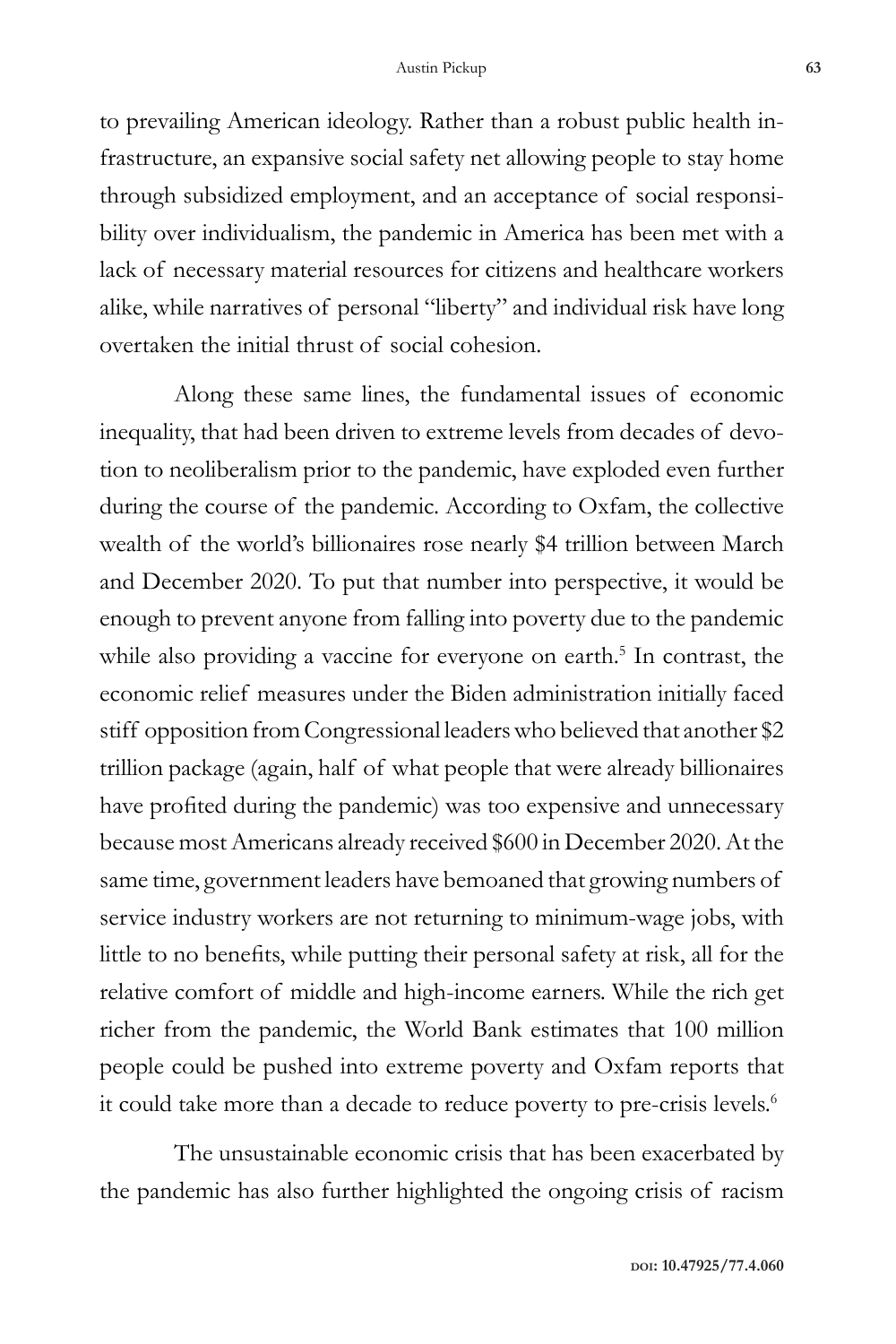to prevailing American ideology. Rather than a robust public health infrastructure, an expansive social safety net allowing people to stay home through subsidized employment, and an acceptance of social responsibility over individualism, the pandemic in America has been met with a lack of necessary material resources for citizens and healthcare workers alike, while narratives of personal "liberty" and individual risk have long overtaken the initial thrust of social cohesion.

Along these same lines, the fundamental issues of economic inequality, that had been driven to extreme levels from decades of devotion to neoliberalism prior to the pandemic, have exploded even further during the course of the pandemic. According to Oxfam, the collective wealth of the world's billionaires rose nearly $4 trillion between March and December 2020. To put that number into perspective, it would be enough to prevent anyone from falling into poverty due to the pandemic while also providing a vaccine for everyone on earth.[5] In contrast, the economic relief measures under the Biden administration initially faced stiff opposition from Congressional leaders who believed that another $2 trillion package (again, half of what people that were already billionaires have profited during the pandemic) was too expensive and unnecessary because most Americans already received $600 in December 2020. At the same time, government leaders have bemoaned that growing numbers of service industry workers are not returning to minimum-wage jobs, with little to no benefits, while putting their personal safety at risk, all for the relative comfort of middle and high-income earners. While the rich get richer from the pandemic, the World Bank estimates that 100 million people could be pushed into extreme poverty and Oxfam reports that it could take more than a decade to reduce poverty to pre-crisis levels.[6]

The unsustainable economic crisis that has been exacerbated by the pandemic has also further highlighted the ongoing crisis of racism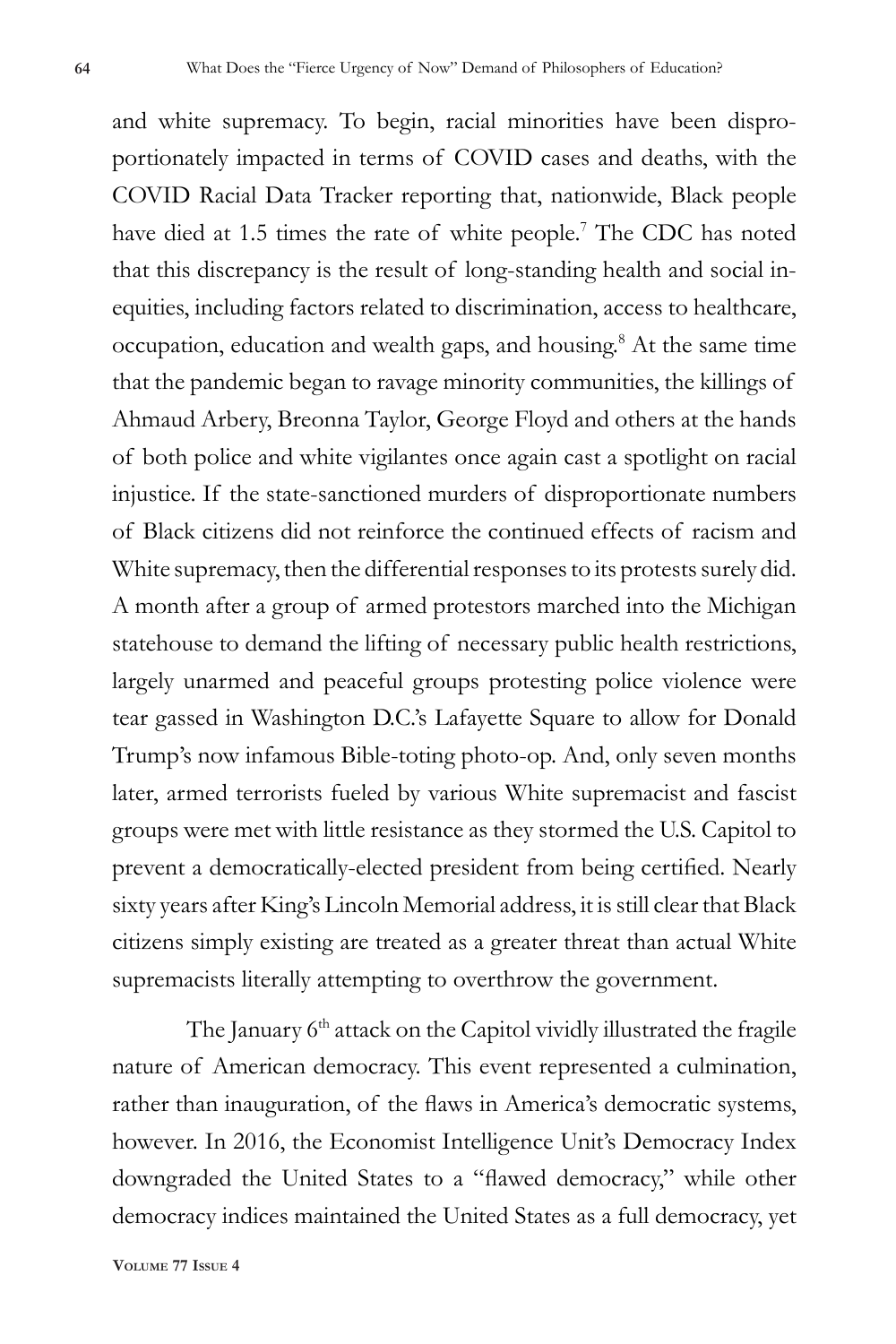and white supremacy. To begin, racial minorities have been disproportionately impacted in terms of COVID cases and deaths, with the COVID Racial Data Tracker reporting that, nationwide, Black people have died at 1.5 times the rate of white people.[7] The CDC has noted that this discrepancy is the result of long-standing health and social inequities, including factors related to discrimination, access to healthcare, occupation, education and wealth gaps, and housing.[8] At the same time that the pandemic began to ravage minority communities, the killings of Ahmaud Arbery, Breonna Taylor, George Floyd and others at the hands of both police and white vigilantes once again cast a spotlight on racial injustice. If the state-sanctioned murders of disproportionate numbers of Black citizens did not reinforce the continued effects of racism and White supremacy, then the differential responses to its protests surely did. A month after a group of armed protestors marched into the Michigan statehouse to demand the lifting of necessary public health restrictions, largely unarmed and peaceful groups protesting police violence were tear gassed in Washington D.C.'s Lafayette Square to allow for Donald Trump's now infamous Bible-toting photo-op. And, only seven months later, armed terrorists fueled by various White supremacist and fascist groups were met with little resistance as they stormed the U.S. Capitol to prevent a democratically-elected president from being certified. Nearly sixty years after King's Lincoln Memorial address, it is still clear that Black citizens simply existing are treated as a greater threat than actual White supremacists literally attempting to overthrow the government.

The January 6th attack on the Capitol vividly illustrated the fragile nature of American democracy. This event represented a culmination, rather than inauguration, of the flaws in America's democratic systems, however. In 2016, the Economist Intelligence Unit's Democracy Index downgraded the United States to a "flawed democracy," while other democracy indices maintained the United States as a full democracy, yet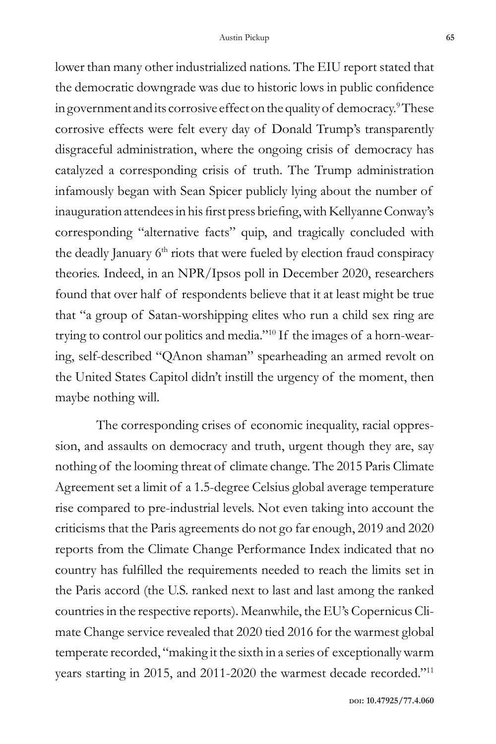lower than many other industrialized nations. The EIU report stated that the democratic downgrade was due to historic lows in public confidence in government and its corrosive effect on the quality of democracy.[9] These corrosive effects were felt every day of Donald Trump's transparently disgraceful administration, where the ongoing crisis of democracy has catalyzed a corresponding crisis of truth. The Trump administration infamously began with Sean Spicer publicly lying about the number of inauguration attendees in his first press briefing, with Kellyanne Conway's corresponding "alternative facts" quip, and tragically concluded with the deadly January 6th riots that were fueled by election fraud conspiracy theories. Indeed, in an NPR/Ipsos poll in December 2020, researchers found that over half of respondents believe that it at least might be true that "a group of Satan-worshipping elites who run a child sex ring are trying to control our politics and media."[10] If the images of a horn-wearing, self-described "QAnon shaman" spearheading an armed revolt on the United States Capitol didn't instill the urgency of the moment, then maybe nothing will.

The corresponding crises of economic inequality, racial oppression, and assaults on democracy and truth, urgent though they are, say nothing of the looming threat of climate change. The 2015 Paris Climate Agreement set a limit of a 1.5-degree Celsius global average temperature rise compared to pre-industrial levels. Not even taking into account the criticisms that the Paris agreements do not go far enough, 2019 and 2020 reports from the Climate Change Performance Index indicated that no country has fulfilled the requirements needed to reach the limits set in the Paris accord (the U.S. ranked next to last and last among the ranked countries in the respective reports). Meanwhile, the EU's Copernicus Climate Change service revealed that 2020 tied 2016 for the warmest global temperate recorded, "making it the sixth in a series of exceptionally warm years starting in 2015, and 2011-2020 the warmest decade recorded."[11]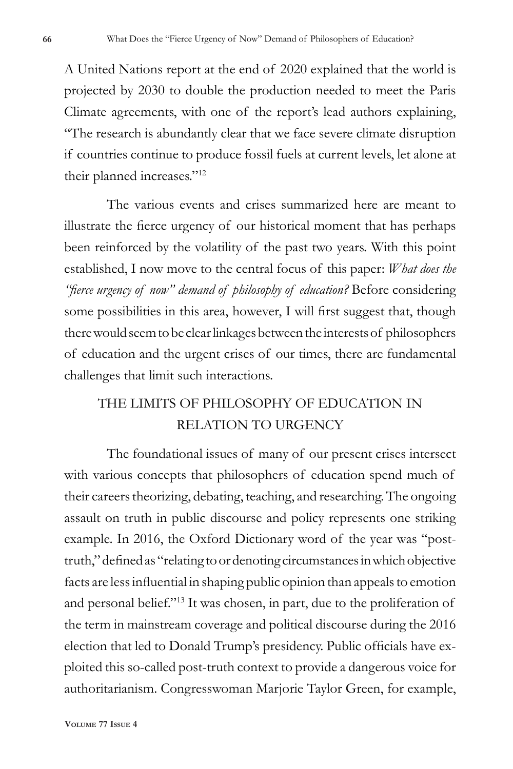A United Nations report at the end of 2020 explained that the world is projected by 2030 to double the production needed to meet the Paris Climate agreements, with one of the report's lead authors explaining, "The research is abundantly clear that we face severe climate disruption if countries continue to produce fossil fuels at current levels, let alone at their planned increases."[12]

The various events and crises summarized here are meant to illustrate the fierce urgency of our historical moment that has perhaps been reinforced by the volatility of the past two years. With this point established, I now move to the central focus of this paper: *What does the "fierce urgency of now" demand of philosophy of education?* Before considering some possibilities in this area, however, I will first suggest that, though there would seem to be clear linkages between the interests of philosophers of education and the urgent crises of our times, there are fundamental challenges that limit such interactions.

## THE LIMITS OF PHILOSOPHY OF EDUCATION IN RELATION TO URGENCY

The foundational issues of many of our present crises intersect with various concepts that philosophers of education spend much of their careers theorizing, debating, teaching, and researching. The ongoing assault on truth in public discourse and policy represents one striking example. In 2016, the Oxford Dictionary word of the year was "post-truth," defined as "relating to or denoting circumstances in which objective facts are less influential in shaping public opinion than appeals to emotion and personal belief."[13] It was chosen, in part, due to the proliferation of the term in mainstream coverage and political discourse during the 2016 election that led to Donald Trump's presidency. Public officials have exploited this so-called post-truth context to provide a dangerous voice for authoritarianism. Congresswoman Marjorie Taylor Green, for example,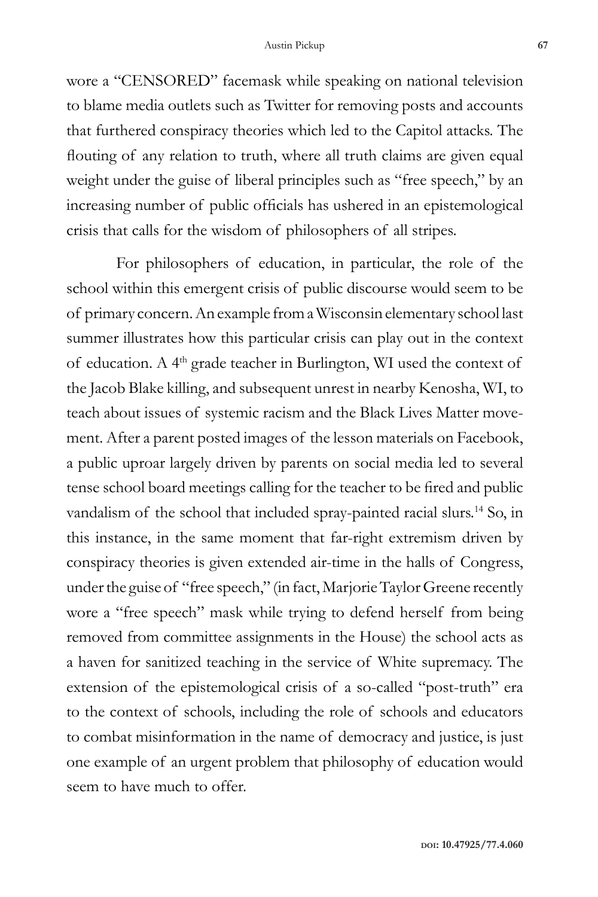wore a "CENSORED" facemask while speaking on national television to blame media outlets such as Twitter for removing posts and accounts that furthered conspiracy theories which led to the Capitol attacks. The flouting of any relation to truth, where all truth claims are given equal weight under the guise of liberal principles such as "free speech," by an increasing number of public officials has ushered in an epistemological crisis that calls for the wisdom of philosophers of all stripes.

For philosophers of education, in particular, the role of the school within this emergent crisis of public discourse would seem to be of primary concern. An example from a Wisconsin elementary school last summer illustrates how this particular crisis can play out in the context of education. A 4th grade teacher in Burlington, WI used the context of the Jacob Blake killing, and subsequent unrest in nearby Kenosha, WI, to teach about issues of systemic racism and the Black Lives Matter movement. After a parent posted images of the lesson materials on Facebook, a public uproar largely driven by parents on social media led to several tense school board meetings calling for the teacher to be fired and public vandalism of the school that included spray-painted racial slurs.[14] So, in this instance, in the same moment that far-right extremism driven by conspiracy theories is given extended air-time in the halls of Congress, under the guise of "free speech," (in fact, Marjorie Taylor Greene recently wore a "free speech" mask while trying to defend herself from being removed from committee assignments in the House) the school acts as a haven for sanitized teaching in the service of White supremacy. The extension of the epistemological crisis of a so-called "post-truth" era to the context of schools, including the role of schools and educators to combat misinformation in the name of democracy and justice, is just one example of an urgent problem that philosophy of education would seem to have much to offer.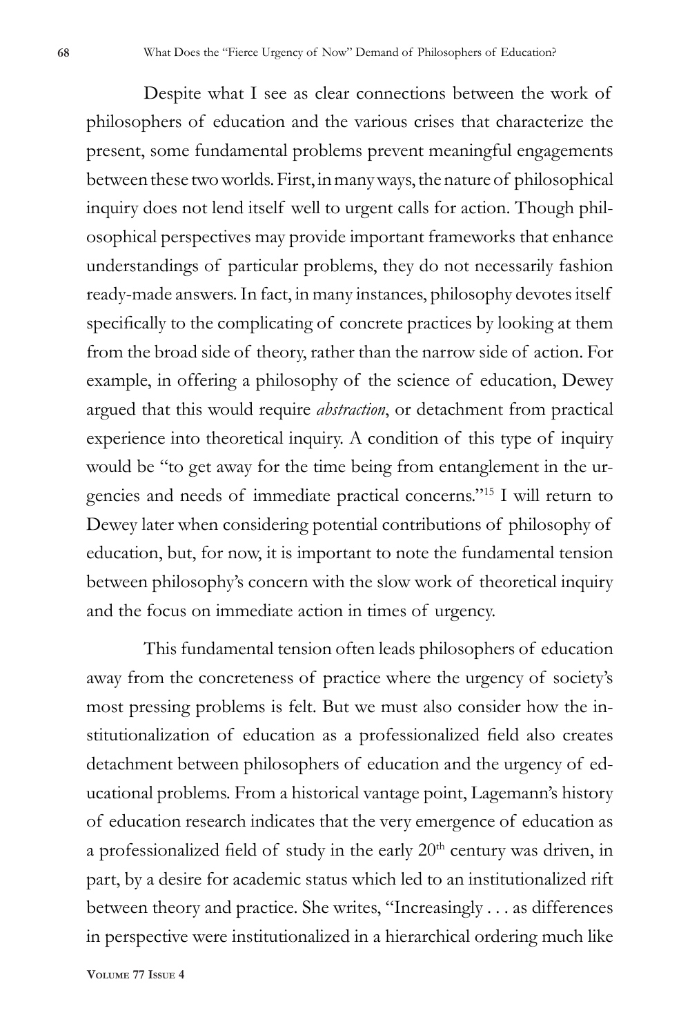Despite what I see as clear connections between the work of philosophers of education and the various crises that characterize the present, some fundamental problems prevent meaningful engagements between these two worlds. First, in many ways, the nature of philosophical inquiry does not lend itself well to urgent calls for action. Though philosophical perspectives may provide important frameworks that enhance understandings of particular problems, they do not necessarily fashion ready-made answers. In fact, in many instances, philosophy devotes itself specifically to the complicating of concrete practices by looking at them from the broad side of theory, rather than the narrow side of action. For example, in offering a philosophy of the science of education, Dewey argued that this would require *abstraction*, or detachment from practical experience into theoretical inquiry. A condition of this type of inquiry would be "to get away for the time being from entanglement in the urgencies and needs of immediate practical concerns."[15] I will return to Dewey later when considering potential contributions of philosophy of education, but, for now, it is important to note the fundamental tension between philosophy's concern with the slow work of theoretical inquiry and the focus on immediate action in times of urgency.

This fundamental tension often leads philosophers of education away from the concreteness of practice where the urgency of society's most pressing problems is felt. But we must also consider how the institutionalization of education as a professionalized field also creates detachment between philosophers of education and the urgency of educational problems. From a historical vantage point, Lagemann's history of education research indicates that the very emergence of education as a professionalized field of study in the early 20th century was driven, in part, by a desire for academic status which led to an institutionalized rift between theory and practice. She writes, "Increasingly . . . as differences in perspective were institutionalized in a hierarchical ordering much like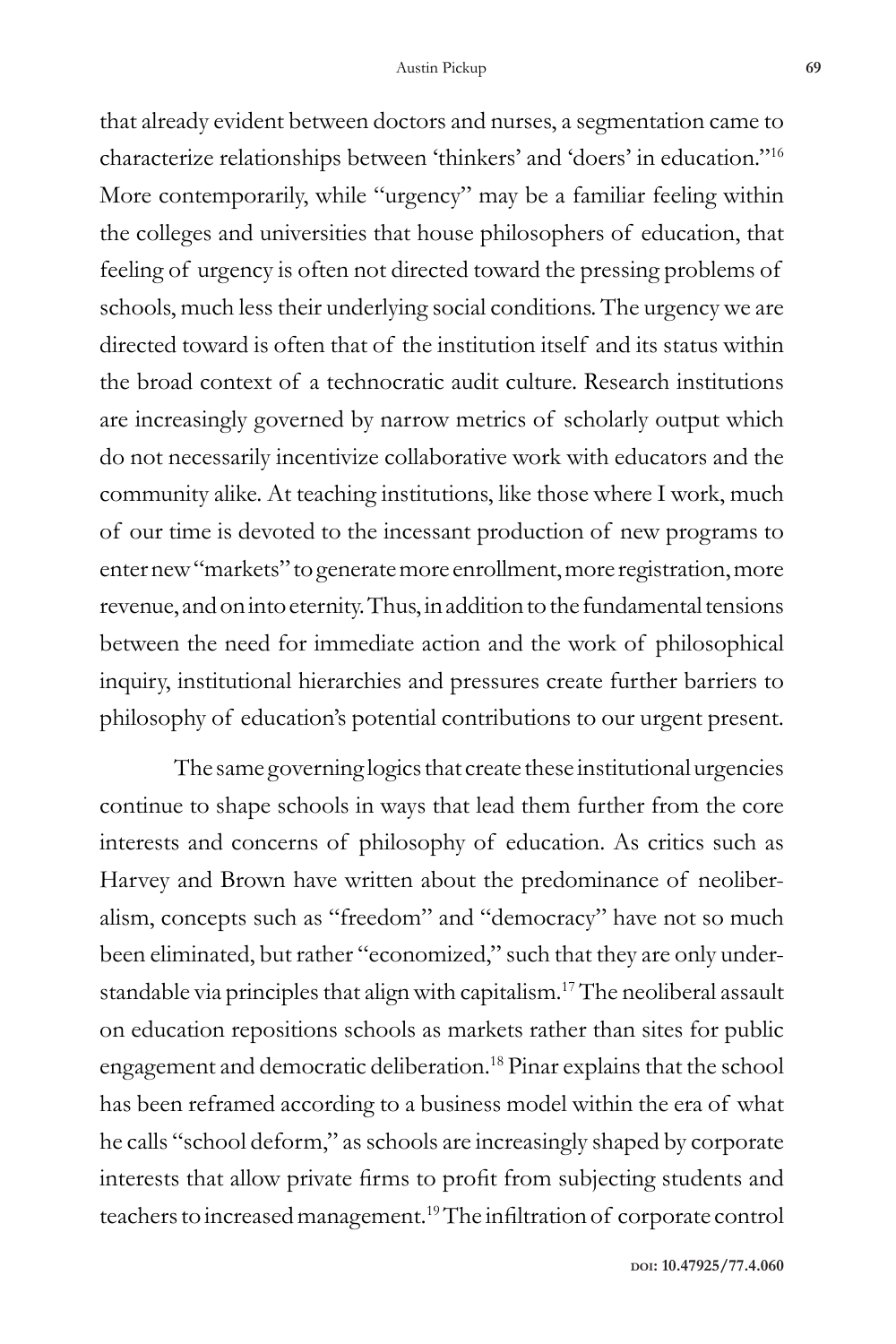that already evident between doctors and nurses, a segmentation came to characterize relationships between 'thinkers' and 'doers' in education."[16] More contemporarily, while "urgency" may be a familiar feeling within the colleges and universities that house philosophers of education, that feeling of urgency is often not directed toward the pressing problems of schools, much less their underlying social conditions. The urgency we are directed toward is often that of the institution itself and its status within the broad context of a technocratic audit culture. Research institutions are increasingly governed by narrow metrics of scholarly output which do not necessarily incentivize collaborative work with educators and the community alike. At teaching institutions, like those where I work, much of our time is devoted to the incessant production of new programs to enter new "markets" to generate more enrollment, more registration, more revenue, and on into eternity. Thus, in addition to the fundamental tensions between the need for immediate action and the work of philosophical inquiry, institutional hierarchies and pressures create further barriers to philosophy of education's potential contributions to our urgent present.

The same governing logics that create these institutional urgencies continue to shape schools in ways that lead them further from the core interests and concerns of philosophy of education. As critics such as Harvey and Brown have written about the predominance of neoliberalism, concepts such as "freedom" and "democracy" have not so much been eliminated, but rather "economized," such that they are only understandable via principles that align with capitalism.[17] The neoliberal assault on education repositions schools as markets rather than sites for public engagement and democratic deliberation.[18] Pinar explains that the school has been reframed according to a business model within the era of what he calls "school deform," as schools are increasingly shaped by corporate interests that allow private firms to profit from subjecting students and teachers to increased management.[19] The infiltration of corporate control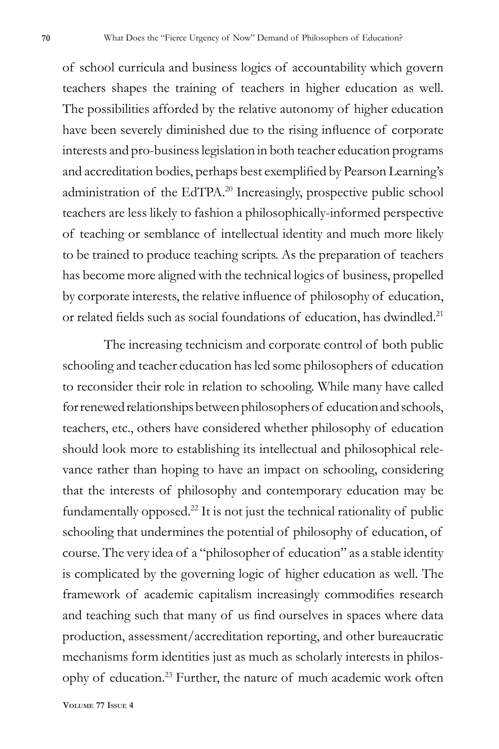of school curricula and business logics of accountability which govern teachers shapes the training of teachers in higher education as well. The possibilities afforded by the relative autonomy of higher education have been severely diminished due to the rising influence of corporate interests and pro-business legislation in both teacher education programs and accreditation bodies, perhaps best exemplified by Pearson Learning's administration of the EdTPA.[20] Increasingly, prospective public school teachers are less likely to fashion a philosophically-informed perspective of teaching or semblance of intellectual identity and much more likely to be trained to produce teaching scripts. As the preparation of teachers has become more aligned with the technical logics of business, propelled by corporate interests, the relative influence of philosophy of education, or related fields such as social foundations of education, has dwindled.[21]

The increasing technicism and corporate control of both public schooling and teacher education has led some philosophers of education to reconsider their role in relation to schooling. While many have called for renewed relationships between philosophers of education and schools, teachers, etc., others have considered whether philosophy of education should look more to establishing its intellectual and philosophical relevance rather than hoping to have an impact on schooling, considering that the interests of philosophy and contemporary education may be fundamentally opposed.[22] It is not just the technical rationality of public schooling that undermines the potential of philosophy of education, of course. The very idea of a "philosopher of education" as a stable identity is complicated by the governing logic of higher education as well. The framework of academic capitalism increasingly commodifies research and teaching such that many of us find ourselves in spaces where data production, assessment/accreditation reporting, and other bureaucratic mechanisms form identities just as much as scholarly interests in philosophy of education.[23] Further, the nature of much academic work often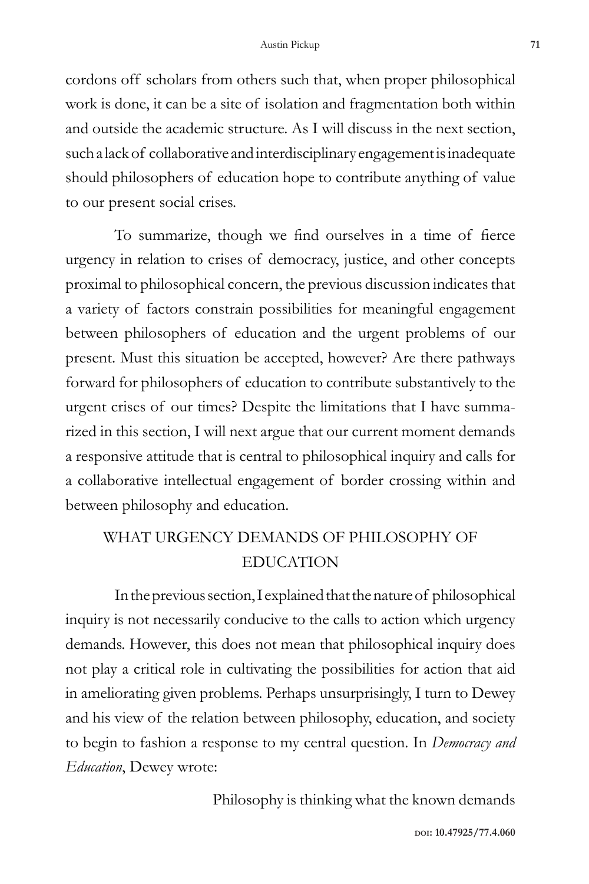cordons off scholars from others such that, when proper philosophical work is done, it can be a site of isolation and fragmentation both within and outside the academic structure. As I will discuss in the next section, such a lack of collaborative and interdisciplinary engagement is inadequate should philosophers of education hope to contribute anything of value to our present social crises.

To summarize, though we find ourselves in a time of fierce urgency in relation to crises of democracy, justice, and other concepts proximal to philosophical concern, the previous discussion indicates that a variety of factors constrain possibilities for meaningful engagement between philosophers of education and the urgent problems of our present. Must this situation be accepted, however? Are there pathways forward for philosophers of education to contribute substantively to the urgent crises of our times? Despite the limitations that I have summarized in this section, I will next argue that our current moment demands a responsive attitude that is central to philosophical inquiry and calls for a collaborative intellectual engagement of border crossing within and between philosophy and education.

## WHAT URGENCY DEMANDS OF PHILOSOPHY OF EDUCATION

In the previous section, I explained that the nature of philosophical inquiry is not necessarily conducive to the calls to action which urgency demands. However, this does not mean that philosophical inquiry does not play a critical role in cultivating the possibilities for action that aid in ameliorating given problems. Perhaps unsurprisingly, I turn to Dewey and his view of the relation between philosophy, education, and society to begin to fashion a response to my central question. In *Democracy and Education*, Dewey wrote:

> Philosophy is thinking what the known demands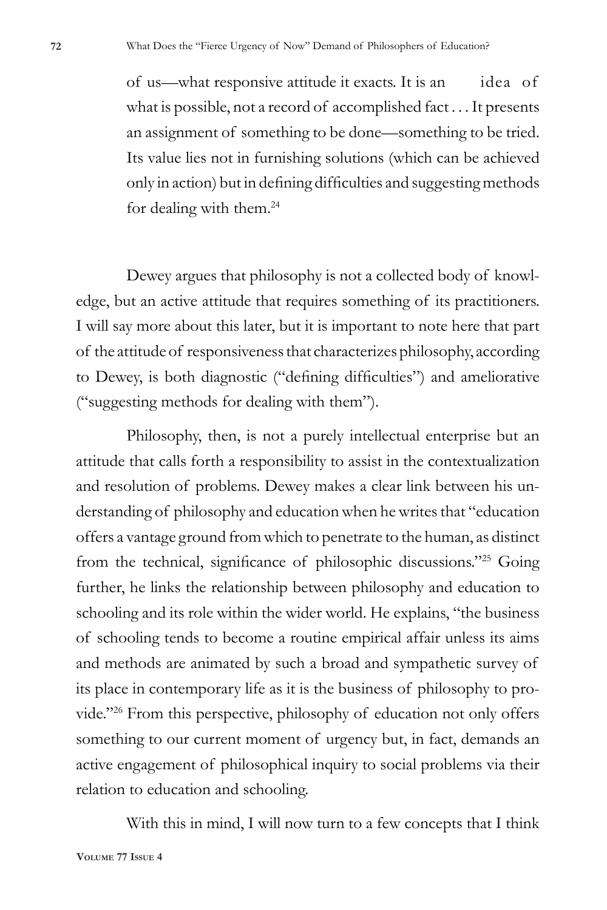> of us—what responsive attitude it exacts. It is an idea of what is possible, not a record of accomplished fact . . . It presents an assignment of something to be done—something to be tried. Its value lies not in furnishing solutions (which can be achieved only in action) but in defining difficulties and suggesting methods for dealing with them.[24]

Dewey argues that philosophy is not a collected body of knowledge, but an active attitude that requires something of its practitioners. I will say more about this later, but it is important to note here that part of the attitude of responsiveness that characterizes philosophy, according to Dewey, is both diagnostic ("defining difficulties") and ameliorative ("suggesting methods for dealing with them").

Philosophy, then, is not a purely intellectual enterprise but an attitude that calls forth a responsibility to assist in the contextualization and resolution of problems. Dewey makes a clear link between his understanding of philosophy and education when he writes that "education offers a vantage ground from which to penetrate to the human, as distinct from the technical, significance of philosophic discussions."[25] Going further, he links the relationship between philosophy and education to schooling and its role within the wider world. He explains, "the business of schooling tends to become a routine empirical affair unless its aims and methods are animated by such a broad and sympathetic survey of its place in contemporary life as it is the business of philosophy to provide."[26] From this perspective, philosophy of education not only offers something to our current moment of urgency but, in fact, demands an active engagement of philosophical inquiry to social problems via their relation to education and schooling.

With this in mind, I will now turn to a few concepts that I think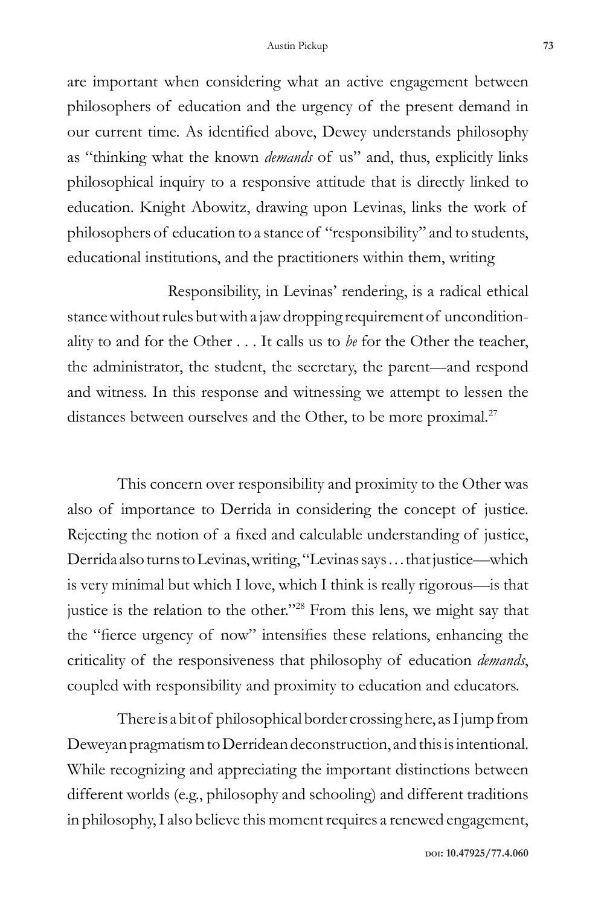are important when considering what an active engagement between philosophers of education and the urgency of the present demand in our current time. As identified above, Dewey understands philosophy as "thinking what the known *demands* of us" and, thus, explicitly links philosophical inquiry to a responsive attitude that is directly linked to education. Knight Abowitz, drawing upon Levinas, links the work of philosophers of education to a stance of "responsibility" and to students, educational institutions, and the practitioners within them, writing

> Responsibility, in Levinas' rendering, is a radical ethical stance without rules but with a jaw dropping requirement of unconditionality to and for the Other . . . It calls us to *be* for the Other the teacher, the administrator, the student, the secretary, the parent—and respond and witness. In this response and witnessing we attempt to lessen the distances between ourselves and the Other, to be more proximal.[27]

This concern over responsibility and proximity to the Other was also of importance to Derrida in considering the concept of justice. Rejecting the notion of a fixed and calculable understanding of justice, Derrida also turns to Levinas, writing, "Levinas says . . . that justice—which is very minimal but which I love, which I think is really rigorous—is that justice is the relation to the other."[28] From this lens, we might say that the "fierce urgency of now" intensifies these relations, enhancing the criticality of the responsiveness that philosophy of education *demands*, coupled with responsibility and proximity to education and educators.

There is a bit of philosophical border crossing here, as I jump from Deweyan pragmatism to Derridean deconstruction, and this is intentional. While recognizing and appreciating the important distinctions between different worlds (e.g., philosophy and schooling) and different traditions in philosophy, I also believe this moment requires a renewed engagement,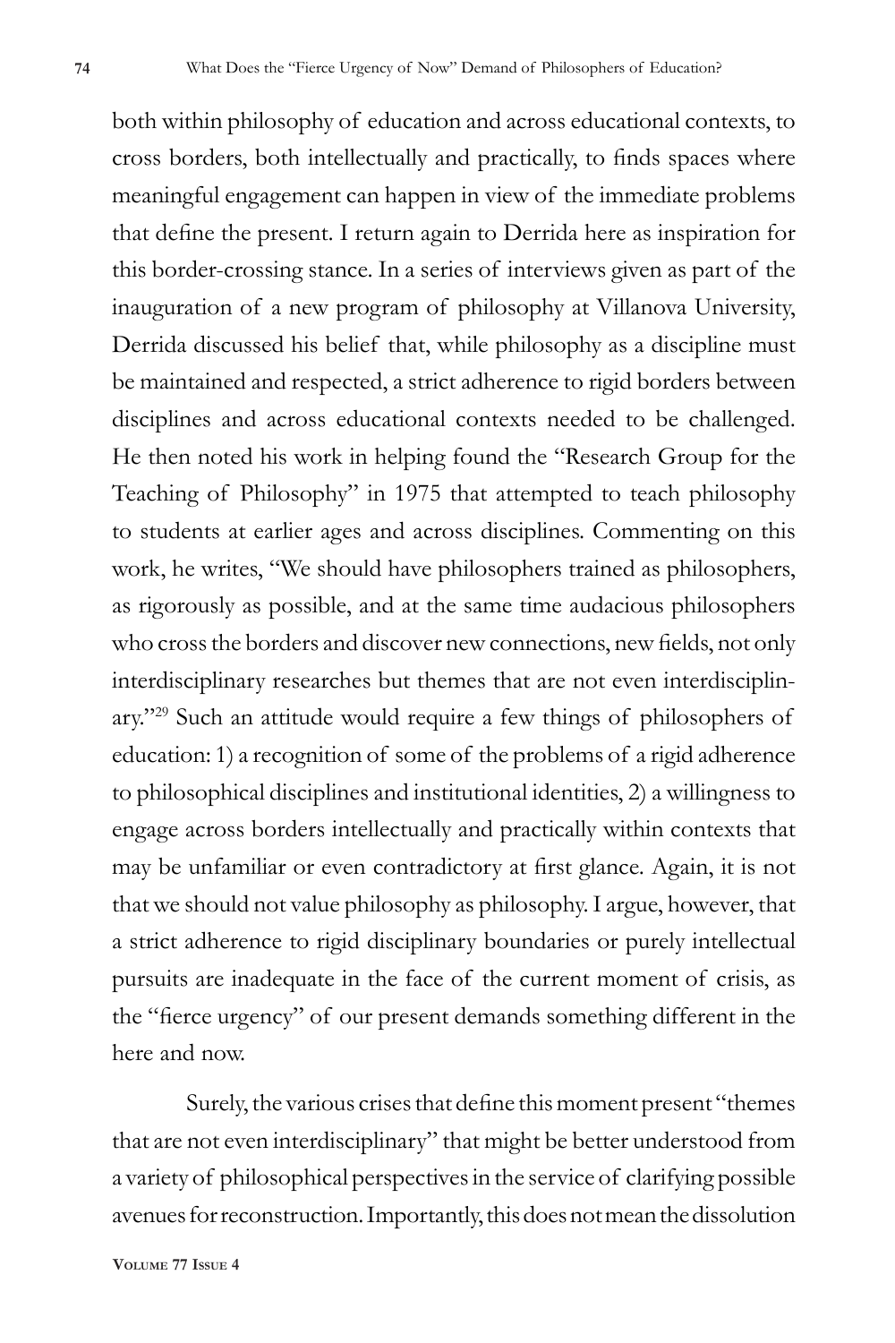both within philosophy of education and across educational contexts, to cross borders, both intellectually and practically, to finds spaces where meaningful engagement can happen in view of the immediate problems that define the present. I return again to Derrida here as inspiration for this border-crossing stance. In a series of interviews given as part of the inauguration of a new program of philosophy at Villanova University, Derrida discussed his belief that, while philosophy as a discipline must be maintained and respected, a strict adherence to rigid borders between disciplines and across educational contexts needed to be challenged. He then noted his work in helping found the "Research Group for the Teaching of Philosophy" in 1975 that attempted to teach philosophy to students at earlier ages and across disciplines. Commenting on this work, he writes, "We should have philosophers trained as philosophers, as rigorously as possible, and at the same time audacious philosophers who cross the borders and discover new connections, new fields, not only interdisciplinary researches but themes that are not even interdisciplinary."[29] Such an attitude would require a few things of philosophers of education: 1) a recognition of some of the problems of a rigid adherence to philosophical disciplines and institutional identities, 2) a willingness to engage across borders intellectually and practically within contexts that may be unfamiliar or even contradictory at first glance. Again, it is not that we should not value philosophy as philosophy. I argue, however, that a strict adherence to rigid disciplinary boundaries or purely intellectual pursuits are inadequate in the face of the current moment of crisis, as the "fierce urgency" of our present demands something different in the here and now.

Surely, the various crises that define this moment present "themes that are not even interdisciplinary" that might be better understood from a variety of philosophical perspectives in the service of clarifying possible avenues for reconstruction. Importantly, this does not mean the dissolution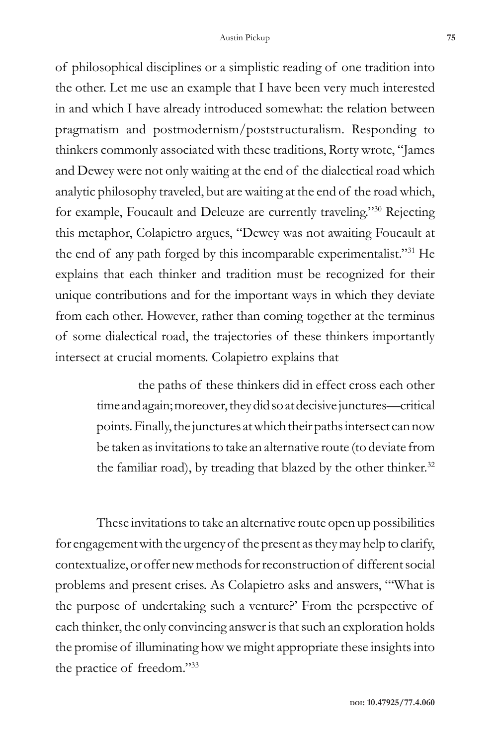of philosophical disciplines or a simplistic reading of one tradition into the other. Let me use an example that I have been very much interested in and which I have already introduced somewhat: the relation between pragmatism and postmodernism/poststructuralism. Responding to thinkers commonly associated with these traditions, Rorty wrote, "James and Dewey were not only waiting at the end of the dialectical road which analytic philosophy traveled, but are waiting at the end of the road which, for example, Foucault and Deleuze are currently traveling."[30] Rejecting this metaphor, Colapietro argues, "Dewey was not awaiting Foucault at the end of any path forged by this incomparable experimentalist."[31] He explains that each thinker and tradition must be recognized for their unique contributions and for the important ways in which they deviate from each other. However, rather than coming together at the terminus of some dialectical road, the trajectories of these thinkers importantly intersect at crucial moments. Colapietro explains that

> the paths of these thinkers did in effect cross each other time and again; moreover, they did so at decisive junctures—critical points. Finally, the junctures at which their paths intersect can now be taken as invitations to take an alternative route (to deviate from the familiar road), by treading that blazed by the other thinker.[32]

These invitations to take an alternative route open up possibilities for engagement with the urgency of the present as they may help to clarify, contextualize, or offer new methods for reconstruction of different social problems and present crises. As Colapietro asks and answers, "'What is the purpose of undertaking such a venture?' From the perspective of each thinker, the only convincing answer is that such an exploration holds the promise of illuminating how we might appropriate these insights into the practice of freedom."[33]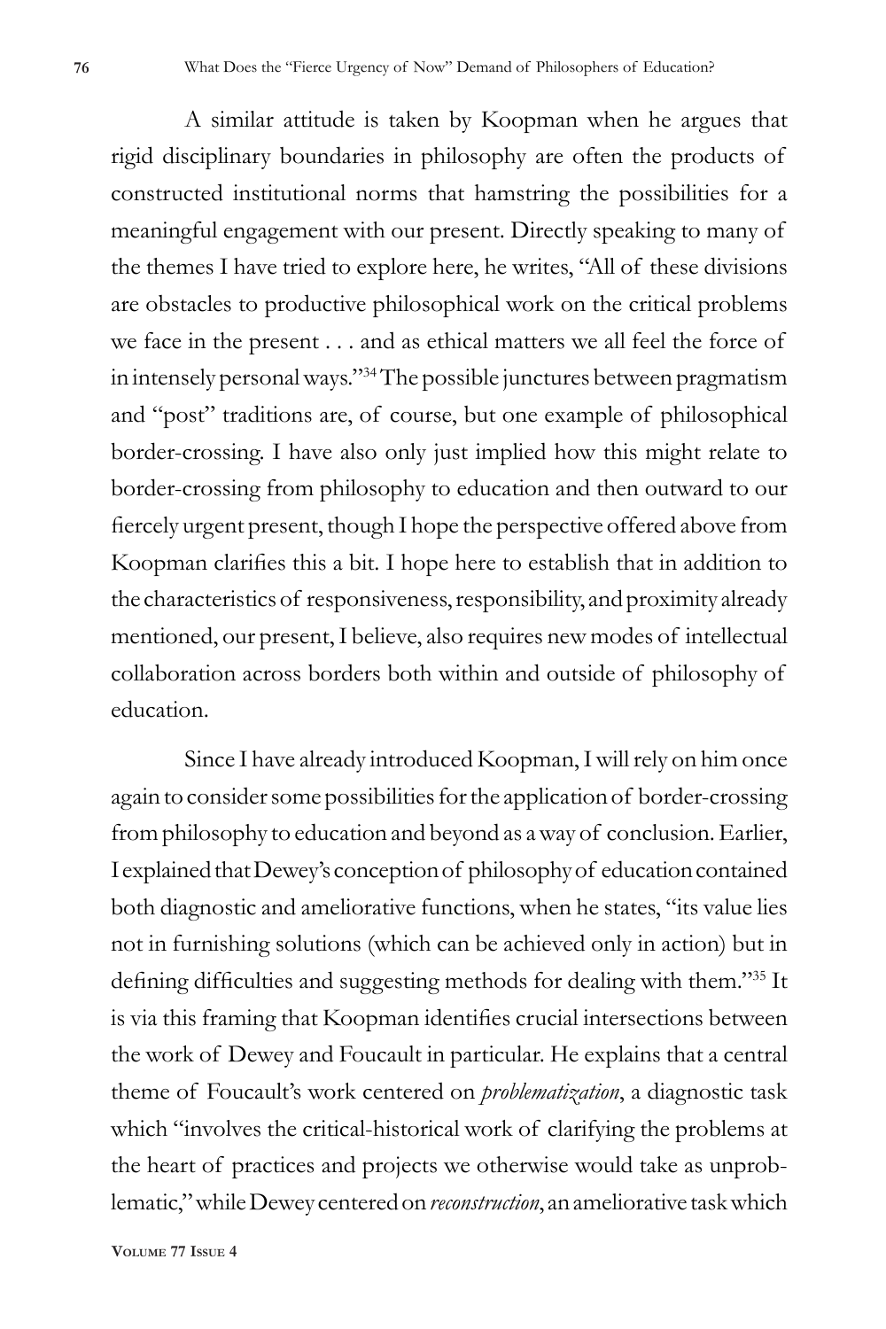A similar attitude is taken by Koopman when he argues that rigid disciplinary boundaries in philosophy are often the products of constructed institutional norms that hamstring the possibilities for a meaningful engagement with our present. Directly speaking to many of the themes I have tried to explore here, he writes, "All of these divisions are obstacles to productive philosophical work on the critical problems we face in the present . . . and as ethical matters we all feel the force of in intensely personal ways."[34] The possible junctures between pragmatism and "post" traditions are, of course, but one example of philosophical border-crossing. I have also only just implied how this might relate to border-crossing from philosophy to education and then outward to our fiercely urgent present, though I hope the perspective offered above from Koopman clarifies this a bit. I hope here to establish that in addition to the characteristics of responsiveness, responsibility, and proximity already mentioned, our present, I believe, also requires new modes of intellectual collaboration across borders both within and outside of philosophy of education.

Since I have already introduced Koopman, I will rely on him once again to consider some possibilities for the application of border-crossing from philosophy to education and beyond as a way of conclusion. Earlier, I explained that Dewey's conception of philosophy of education contained both diagnostic and ameliorative functions, when he states, "its value lies not in furnishing solutions (which can be achieved only in action) but in defining difficulties and suggesting methods for dealing with them."[35] It is via this framing that Koopman identifies crucial intersections between the work of Dewey and Foucault in particular. He explains that a central theme of Foucault's work centered on *problematization*, a diagnostic task which "involves the critical-historical work of clarifying the problems at the heart of practices and projects we otherwise would take as unproblematic," while Dewey centered on *reconstruction*, an ameliorative task which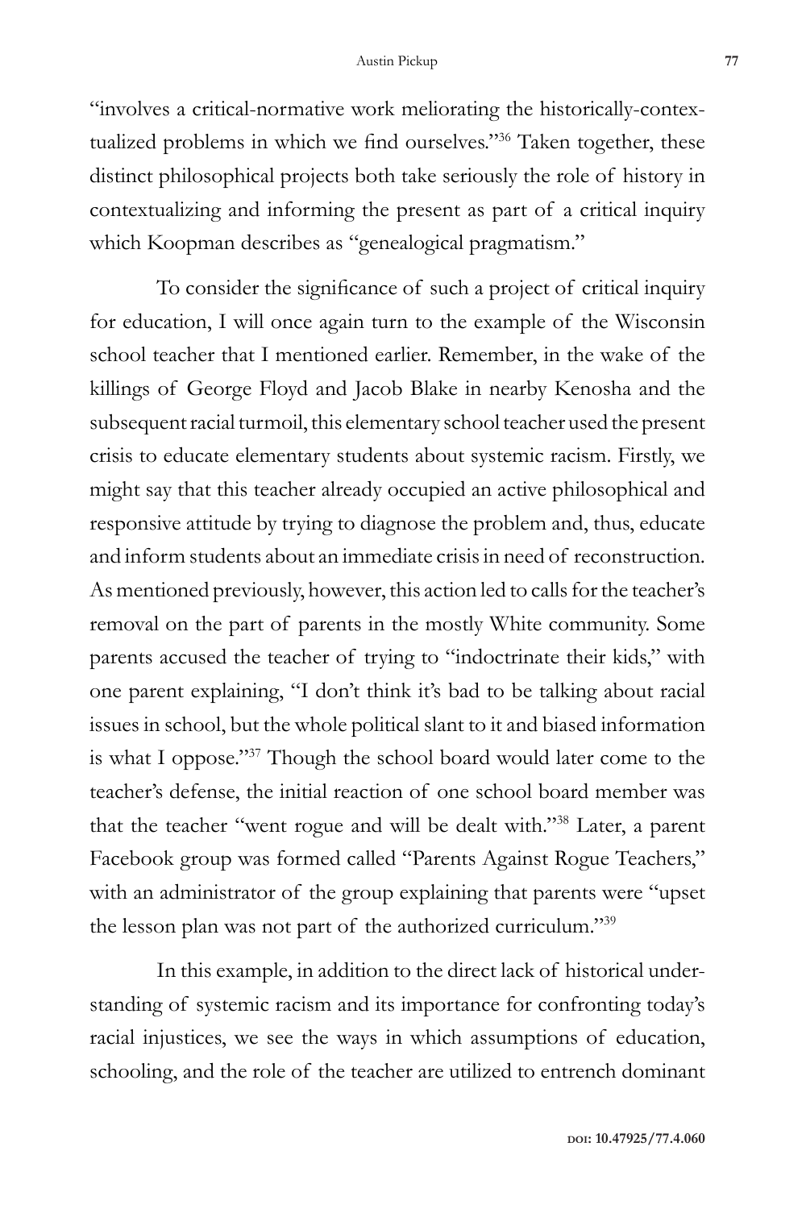"involves a critical-normative work meliorating the historically-contextualized problems in which we find ourselves."[36] Taken together, these distinct philosophical projects both take seriously the role of history in contextualizing and informing the present as part of a critical inquiry which Koopman describes as "genealogical pragmatism."

To consider the significance of such a project of critical inquiry for education, I will once again turn to the example of the Wisconsin school teacher that I mentioned earlier. Remember, in the wake of the killings of George Floyd and Jacob Blake in nearby Kenosha and the subsequent racial turmoil, this elementary school teacher used the present crisis to educate elementary students about systemic racism. Firstly, we might say that this teacher already occupied an active philosophical and responsive attitude by trying to diagnose the problem and, thus, educate and inform students about an immediate crisis in need of reconstruction. As mentioned previously, however, this action led to calls for the teacher's removal on the part of parents in the mostly White community. Some parents accused the teacher of trying to "indoctrinate their kids," with one parent explaining, "I don't think it's bad to be talking about racial issues in school, but the whole political slant to it and biased information is what I oppose."[37] Though the school board would later come to the teacher's defense, the initial reaction of one school board member was that the teacher "went rogue and will be dealt with."[38] Later, a parent Facebook group was formed called "Parents Against Rogue Teachers," with an administrator of the group explaining that parents were "upset the lesson plan was not part of the authorized curriculum."[39]

In this example, in addition to the direct lack of historical understanding of systemic racism and its importance for confronting today's racial injustices, we see the ways in which assumptions of education, schooling, and the role of the teacher are utilized to entrench dominant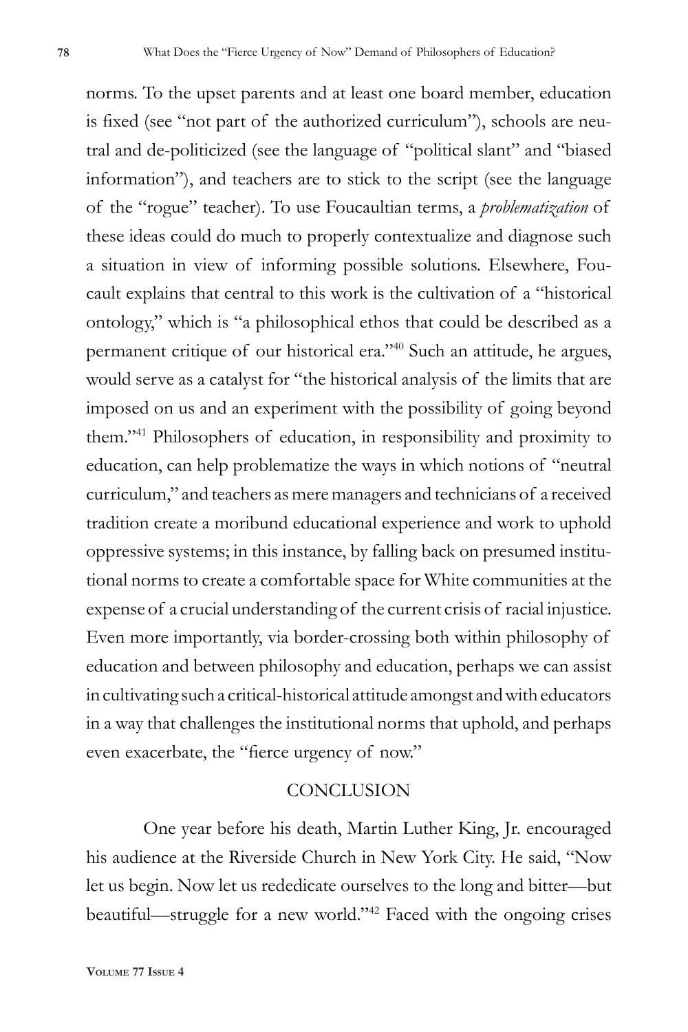norms. To the upset parents and at least one board member, education is fixed (see "not part of the authorized curriculum"), schools are neutral and de-politicized (see the language of "political slant" and "biased information"), and teachers are to stick to the script (see the language of the "rogue" teacher). To use Foucaultian terms, a *problematization* of these ideas could do much to properly contextualize and diagnose such a situation in view of informing possible solutions. Elsewhere, Foucault explains that central to this work is the cultivation of a "historical ontology," which is "a philosophical ethos that could be described as a permanent critique of our historical era."[40] Such an attitude, he argues, would serve as a catalyst for "the historical analysis of the limits that are imposed on us and an experiment with the possibility of going beyond them."[41] Philosophers of education, in responsibility and proximity to education, can help problematize the ways in which notions of "neutral curriculum," and teachers as mere managers and technicians of a received tradition create a moribund educational experience and work to uphold oppressive systems; in this instance, by falling back on presumed institutional norms to create a comfortable space for White communities at the expense of a crucial understanding of the current crisis of racial injustice. Even more importantly, via border-crossing both within philosophy of education and between philosophy and education, perhaps we can assist in cultivating such a critical-historical attitude amongst and with educators in a way that challenges the institutional norms that uphold, and perhaps even exacerbate, the "fierce urgency of now."

## CONCLUSION

One year before his death, Martin Luther King, Jr. encouraged his audience at the Riverside Church in New York City. He said, "Now let us begin. Now let us rededicate ourselves to the long and bitter—but beautiful—struggle for a new world."[42] Faced with the ongoing crises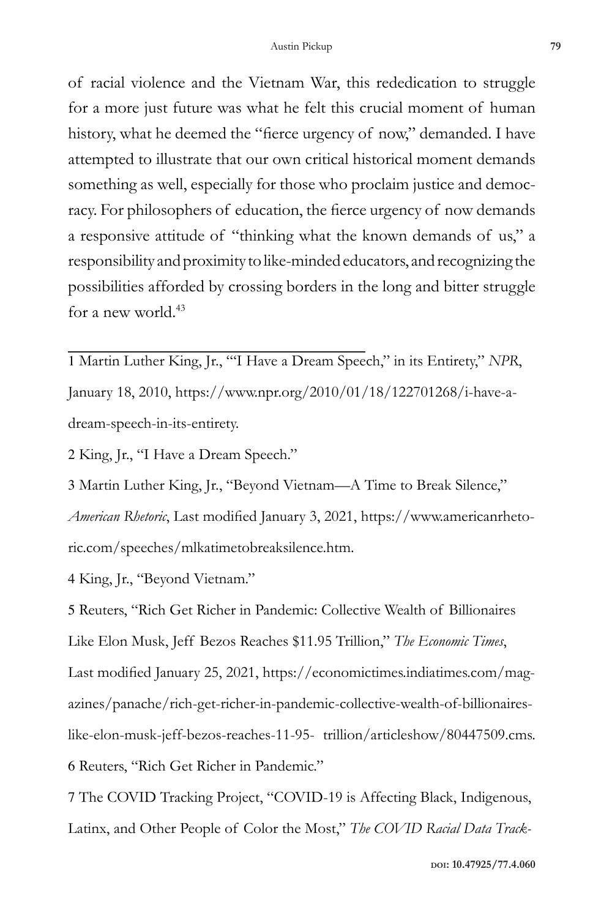of racial violence and the Vietnam War, this rededication to struggle for a more just future was what he felt this crucial moment of human history, what he deemed the "fierce urgency of now," demanded. I have attempted to illustrate that our own critical historical moment demands something as well, especially for those who proclaim justice and democracy. For philosophers of education, the fierce urgency of now demands a responsive attitude of "thinking what the known demands of us," a responsibility and proximity to like-minded educators, and recognizing the possibilities afforded by crossing borders in the long and bitter struggle for a new world.[43]

---

1 Martin Luther King, Jr., "'I Have a Dream Speech,' in its Entirety," *NPR*, January 18, 2010, https://www.npr.org/2010/01/18/122701268/i-have-a-dream-speech-in-its-entirety.

2 King, Jr., "I Have a Dream Speech."

3 Martin Luther King, Jr., "Beyond Vietnam—A Time to Break Silence," *American Rhetoric*, Last modified January 3, 2021, https://www.americanrhetoric.com/speeches/mlkatimetobreaksilence.htm.

4 King, Jr., "Beyond Vietnam."

5 Reuters, "Rich Get Richer in Pandemic: Collective Wealth of Billionaires Like Elon Musk, Jeff Bezos Reaches $11.95 Trillion," *The Economic Times*, Last modified January 25, 2021, https://economictimes.indiatimes.com/magazines/panache/rich-get-richer-in-pandemic-collective-wealth-of-billionaires-like-elon-musk-jeff-bezos-reaches-11-95- trillion/articleshow/80447509.cms.

6 Reuters, "Rich Get Richer in Pandemic."

7 The COVID Tracking Project, "COVID-19 is Affecting Black, Indigenous, Latinx, and Other People of Color the Most," *The COVID Racial Data Track-*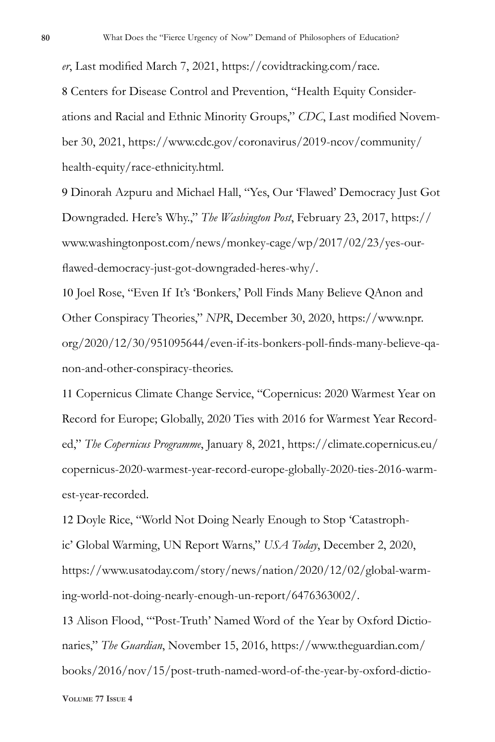*er*, Last modified March 7, 2021, https://covidtracking.com/race.

8 Centers for Disease Control and Prevention, "Health Equity Considerations and Racial and Ethnic Minority Groups," *CDC*, Last modified November 30, 2021, https://www.cdc.gov/coronavirus/2019-ncov/community/health-equity/race-ethnicity.html.

9 Dinorah Azpuru and Michael Hall, "Yes, Our 'Flawed' Democracy Just Got Downgraded. Here's Why.," *The Washington Post*, February 23, 2017, https://www.washingtonpost.com/news/monkey-cage/wp/2017/02/23/yes-our-flawed-democracy-just-got-downgraded-heres-why/.

10 Joel Rose, "Even If It's 'Bonkers,' Poll Finds Many Believe QAnon and Other Conspiracy Theories," *NPR*, December 30, 2020, https://www.npr.org/2020/12/30/951095644/even-if-its-bonkers-poll-finds-many-believe-qanon-and-other-conspiracy-theories.

11 Copernicus Climate Change Service, "Copernicus: 2020 Warmest Year on Record for Europe; Globally, 2020 Ties with 2016 for Warmest Year Recorded," *The Copernicus Programme*, January 8, 2021, https://climate.copernicus.eu/copernicus-2020-warmest-year-record-europe-globally-2020-ties-2016-warmest-year-recorded.

12 Doyle Rice, "World Not Doing Nearly Enough to Stop 'Catastrophic' Global Warming, UN Report Warns," *USA Today*, December 2, 2020, https://www.usatoday.com/story/news/nation/2020/12/02/global-warming-world-not-doing-nearly-enough-un-report/6476363002/.

13 Alison Flood, "'Post-Truth' Named Word of the Year by Oxford Dictionaries," *The Guardian*, November 15, 2016, https://www.theguardian.com/books/2016/nov/15/post-truth-named-word-of-the-year-by-oxford-dictio-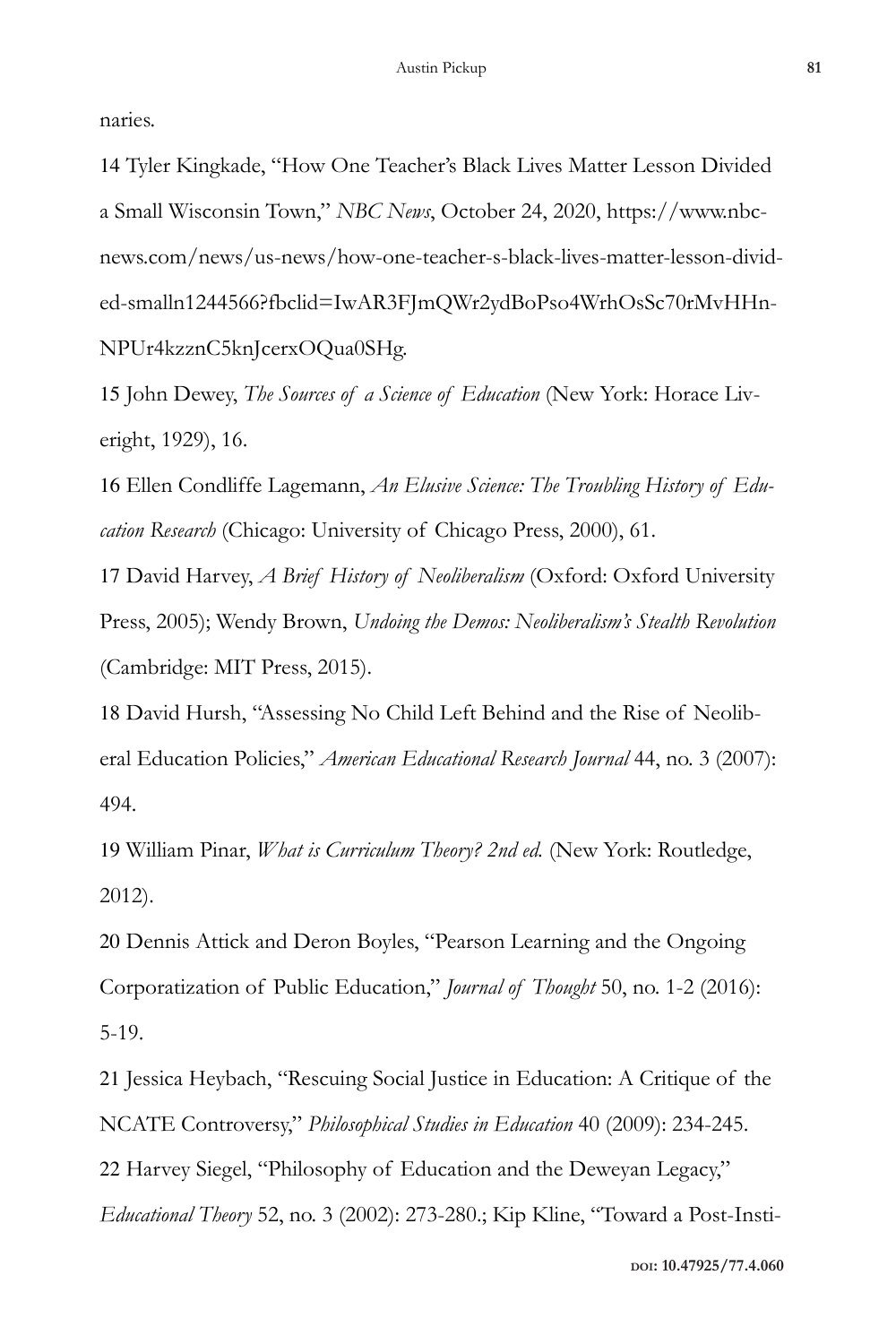naries.

14 Tyler Kingkade, "How One Teacher's Black Lives Matter Lesson Divided a Small Wisconsin Town," *NBC News*, October 24, 2020, https://www.nbcnews.com/news/us-news/how-one-teacher-s-black-lives-matter-lesson-divided-smalln1244566?fbclid=IwAR3FJmQWr2ydBoPso4WrhOsSc70rMvHHnNPUr4kzznC5knJcerxOQua0SHg.

15 John Dewey, *The Sources of a Science of Education* (New York: Horace Liveright, 1929), 16.

16 Ellen Condliffe Lagemann, *An Elusive Science: The Troubling History of Education Research* (Chicago: University of Chicago Press, 2000), 61.

17 David Harvey, *A Brief History of Neoliberalism* (Oxford: Oxford University Press, 2005); Wendy Brown, *Undoing the Demos: Neoliberalism's Stealth Revolution* (Cambridge: MIT Press, 2015).

18 David Hursh, "Assessing No Child Left Behind and the Rise of Neoliberal Education Policies," *American Educational Research Journal* 44, no. 3 (2007): 494.

19 William Pinar, *What is Curriculum Theory? 2nd ed.* (New York: Routledge, 2012).

20 Dennis Attick and Deron Boyles, "Pearson Learning and the Ongoing Corporatization of Public Education," *Journal of Thought* 50, no. 1-2 (2016): 5-19.

21 Jessica Heybach, "Rescuing Social Justice in Education: A Critique of the NCATE Controversy," *Philosophical Studies in Education* 40 (2009): 234-245.

22 Harvey Siegel, "Philosophy of Education and the Deweyan Legacy," *Educational Theory* 52, no. 3 (2002): 273-280.; Kip Kline, "Toward a Post-Insti-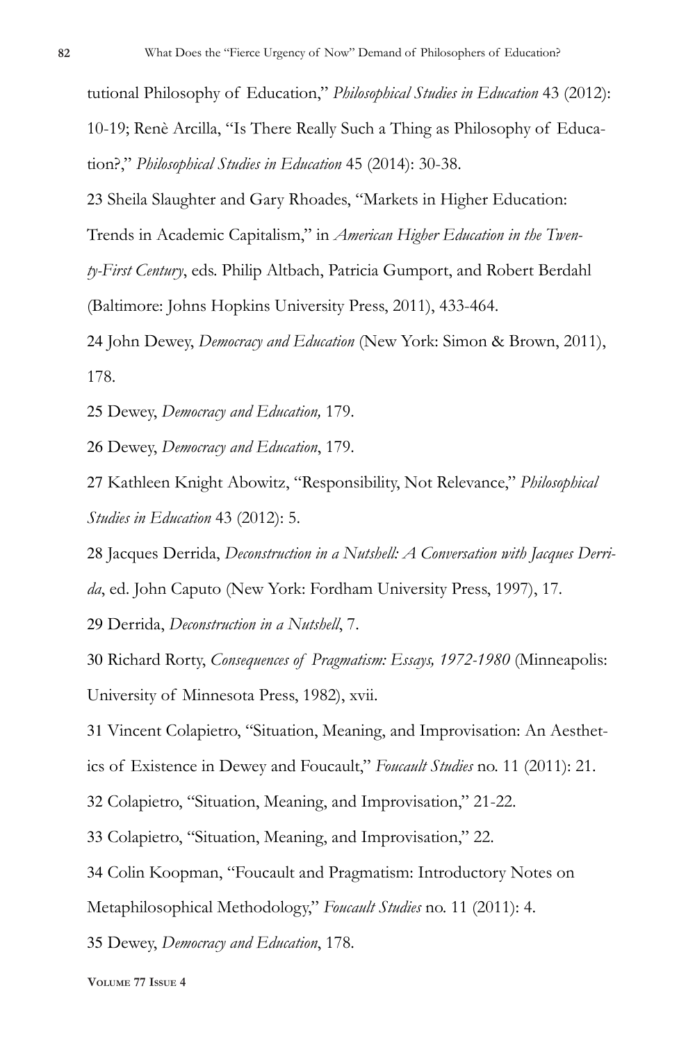tutional Philosophy of Education," *Philosophical Studies in Education* 43 (2012): 10-19; Renè Arcilla, "Is There Really Such a Thing as Philosophy of Education?," *Philosophical Studies in Education* 45 (2014): 30-38.

23 Sheila Slaughter and Gary Rhoades, "Markets in Higher Education: Trends in Academic Capitalism," in *American Higher Education in the Twenty-First Century*, eds. Philip Altbach, Patricia Gumport, and Robert Berdahl (Baltimore: Johns Hopkins University Press, 2011), 433-464.

24 John Dewey, *Democracy and Education* (New York: Simon & Brown, 2011), 178.

25 Dewey, *Democracy and Education,* 179.

26 Dewey, *Democracy and Education*, 179.

27 Kathleen Knight Abowitz, "Responsibility, Not Relevance," *Philosophical Studies in Education* 43 (2012): 5.

28 Jacques Derrida, *Deconstruction in a Nutshell: A Conversation with Jacques Derrida*, ed. John Caputo (New York: Fordham University Press, 1997), 17.

29 Derrida, *Deconstruction in a Nutshell*, 7.

30 Richard Rorty, *Consequences of Pragmatism: Essays, 1972-1980* (Minneapolis: University of Minnesota Press, 1982), xvii.

31 Vincent Colapietro, "Situation, Meaning, and Improvisation: An Aesthetics of Existence in Dewey and Foucault," *Foucault Studies* no. 11 (2011): 21.

32 Colapietro, "Situation, Meaning, and Improvisation," 21-22.

33 Colapietro, "Situation, Meaning, and Improvisation," 22.

34 Colin Koopman, "Foucault and Pragmatism: Introductory Notes on Metaphilosophical Methodology," *Foucault Studies* no. 11 (2011): 4.

35 Dewey, *Democracy and Education*, 178.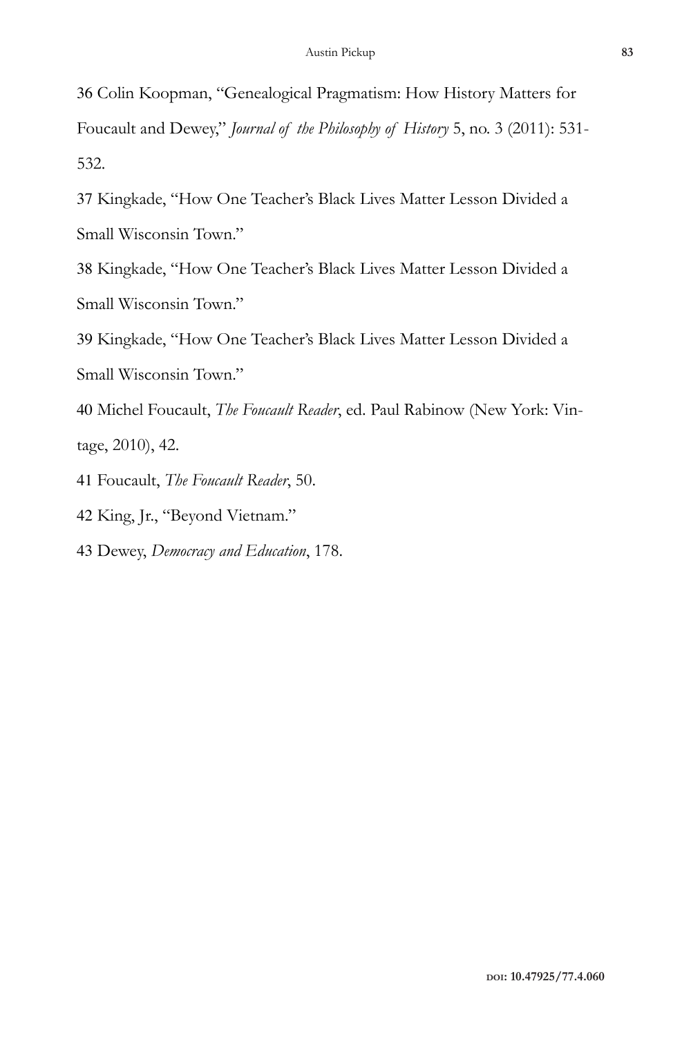36 Colin Koopman, "Genealogical Pragmatism: How History Matters for Foucault and Dewey," *Journal of the Philosophy of History* 5, no. 3 (2011): 531-532.

37 Kingkade, "How One Teacher's Black Lives Matter Lesson Divided a Small Wisconsin Town."

38 Kingkade, "How One Teacher's Black Lives Matter Lesson Divided a Small Wisconsin Town."

39 Kingkade, "How One Teacher's Black Lives Matter Lesson Divided a Small Wisconsin Town."

40 Michel Foucault, *The Foucault Reader*, ed. Paul Rabinow (New York: Vintage, 2010), 42.

41 Foucault, *The Foucault Reader*, 50.

42 King, Jr., "Beyond Vietnam."

43 Dewey, *Democracy and Education*, 178.